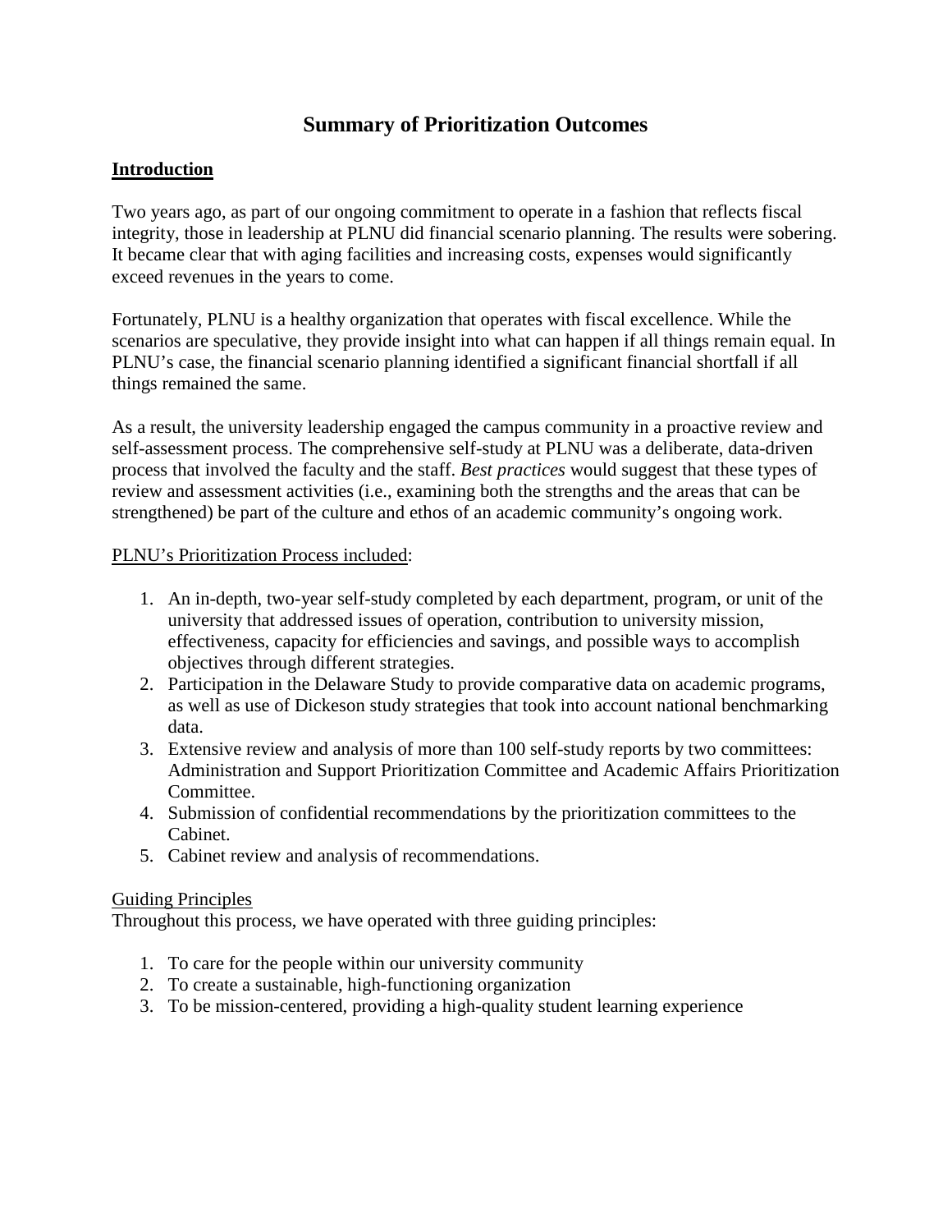# Summary of Prioritization Outcomes

**Introduction**

Two years ago, as part of our ongoing commitment to operate in a fashion that reflects fiscal integrity, those in leadership at PLNU did financial scenario planning. The results were sobering. It became clear that with aging facilities and increasing costs, expenses would significantly exceed revenues in the years to come.

Fortunately, PLNU is a healthy organization that operates with fiscal excellence. While the scenarios are speculative, they provide insight into what can happen if all things remain equal. In PLNU's case, the financial scenario planning identified a significant financial shortfall if all things remained the same.

As a result, the university leadership engaged the campus community in a proactive review and self-assessment process. The comprehensive self-study at PLNU was a deliberate, data-driven process that involved the faculty and the staff. *Best practices* would suggest that these types of review and assessment activities (i.e., examining both the strengths and the areas that can be strengthened) be part of the culture and ethos of an academic community's ongoing work.

PLNU's Prioritization Process included:

1. An in-depth, two-year self-study completed by each department, program, or unit of the university that addressed issues of operation, contribution to university mission, effectiveness, capacity for efficiencies and savings, and possible ways to accomplish objectives through different strategies.
2. Participation in the Delaware Study to provide comparative data on academic programs, as well as use of Dickeson study strategies that took into account national benchmarking data.
3. Extensive review and analysis of more than 100 self-study reports by two committees: Administration and Support Prioritization Committee and Academic Affairs Prioritization Committee.
4. Submission of confidential recommendations by the prioritization committees to the Cabinet.
5. Cabinet review and analysis of recommendations.

Guiding Principles

Throughout this process, we have operated with three guiding principles:

1. To care for the people within our university community
2. To create a sustainable, high-functioning organization
3. To be mission-centered, providing a high-quality student learning experience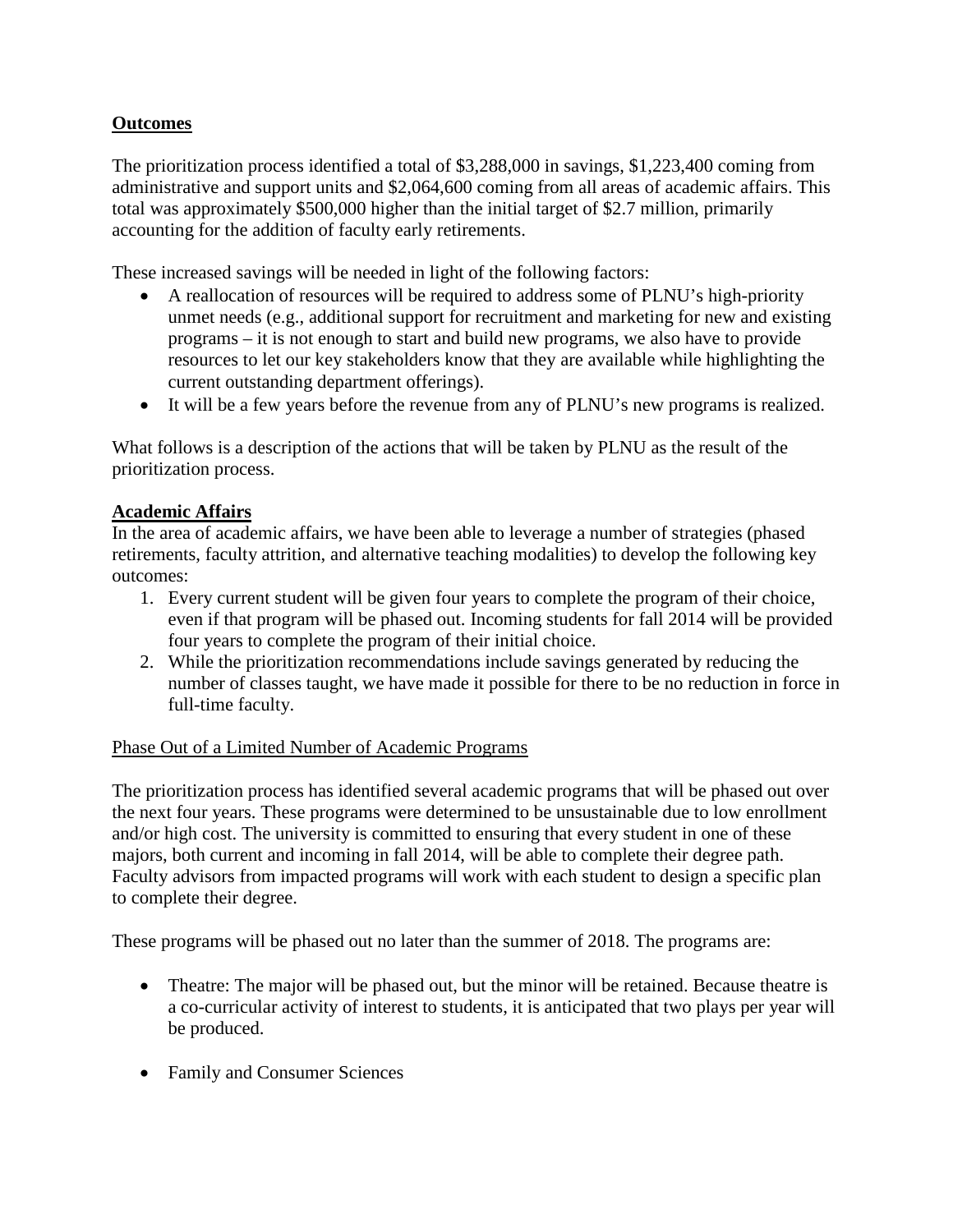## Outcomes

The prioritization process identified a total of $3,288,000 in savings, $1,223,400 coming from administrative and support units and $2,064,600 coming from all areas of academic affairs. This total was approximately $500,000 higher than the initial target of $2.7 million, primarily accounting for the addition of faculty early retirements.

These increased savings will be needed in light of the following factors:

- A reallocation of resources will be required to address some of PLNU's high-priority unmet needs (e.g., additional support for recruitment and marketing for new and existing programs – it is not enough to start and build new programs, we also have to provide resources to let our key stakeholders know that they are available while highlighting the current outstanding department offerings).
- It will be a few years before the revenue from any of PLNU's new programs is realized.

What follows is a description of the actions that will be taken by PLNU as the result of the prioritization process.

## Academic Affairs

In the area of academic affairs, we have been able to leverage a number of strategies (phased retirements, faculty attrition, and alternative teaching modalities) to develop the following key outcomes:

1. Every current student will be given four years to complete the program of their choice, even if that program will be phased out. Incoming students for fall 2014 will be provided four years to complete the program of their initial choice.
2. While the prioritization recommendations include savings generated by reducing the number of classes taught, we have made it possible for there to be no reduction in force in full-time faculty.

### Phase Out of a Limited Number of Academic Programs

The prioritization process has identified several academic programs that will be phased out over the next four years. These programs were determined to be unsustainable due to low enrollment and/or high cost. The university is committed to ensuring that every student in one of these majors, both current and incoming in fall 2014, will be able to complete their degree path. Faculty advisors from impacted programs will work with each student to design a specific plan to complete their degree.

These programs will be phased out no later than the summer of 2018. The programs are:

- Theatre: The major will be phased out, but the minor will be retained. Because theatre is a co-curricular activity of interest to students, it is anticipated that two plays per year will be produced.
- Family and Consumer Sciences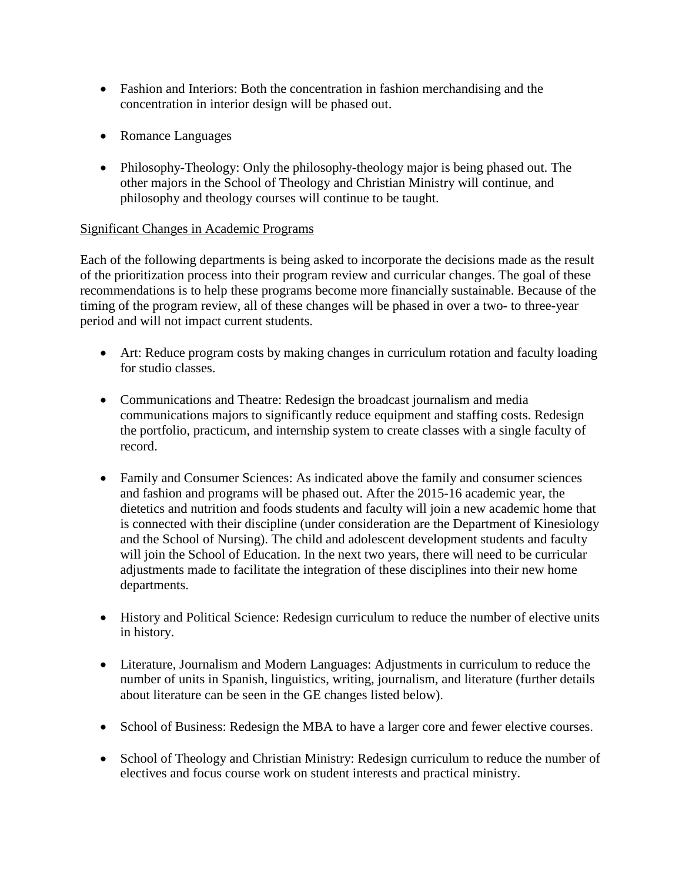- Fashion and Interiors: Both the concentration in fashion merchandising and the concentration in interior design will be phased out.

- Romance Languages

- Philosophy-Theology: Only the philosophy-theology major is being phased out. The other majors in the School of Theology and Christian Ministry will continue, and philosophy and theology courses will continue to be taught.

<u>Significant Changes in Academic Programs</u>

Each of the following departments is being asked to incorporate the decisions made as the result of the prioritization process into their program review and curricular changes. The goal of these recommendations is to help these programs become more financially sustainable. Because of the timing of the program review, all of these changes will be phased in over a two- to three-year period and will not impact current students.

- Art: Reduce program costs by making changes in curriculum rotation and faculty loading for studio classes.

- Communications and Theatre: Redesign the broadcast journalism and media communications majors to significantly reduce equipment and staffing costs. Redesign the portfolio, practicum, and internship system to create classes with a single faculty of record.

- Family and Consumer Sciences: As indicated above the family and consumer sciences and fashion and programs will be phased out. After the 2015-16 academic year, the dietetics and nutrition and foods students and faculty will join a new academic home that is connected with their discipline (under consideration are the Department of Kinesiology and the School of Nursing). The child and adolescent development students and faculty will join the School of Education. In the next two years, there will need to be curricular adjustments made to facilitate the integration of these disciplines into their new home departments.

- History and Political Science: Redesign curriculum to reduce the number of elective units in history.

- Literature, Journalism and Modern Languages: Adjustments in curriculum to reduce the number of units in Spanish, linguistics, writing, journalism, and literature (further details about literature can be seen in the GE changes listed below).

- School of Business: Redesign the MBA to have a larger core and fewer elective courses.

- School of Theology and Christian Ministry: Redesign curriculum to reduce the number of electives and focus course work on student interests and practical ministry.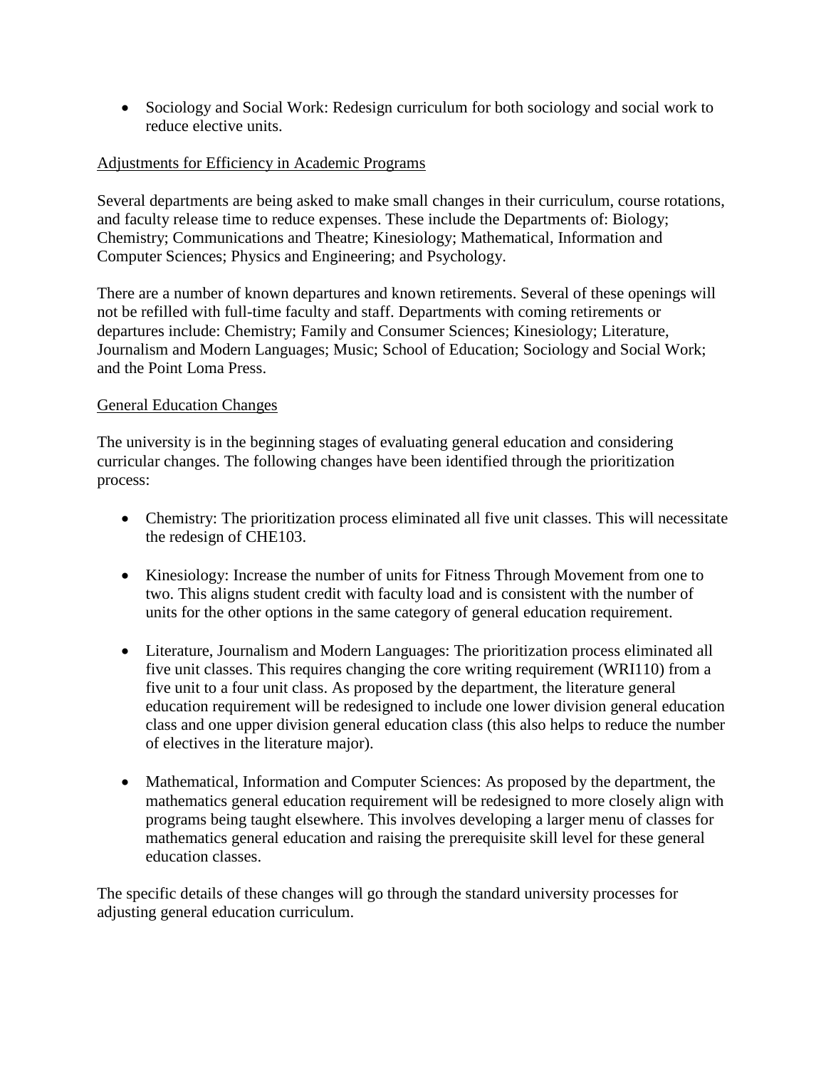- Sociology and Social Work: Redesign curriculum for both sociology and social work to reduce elective units.

<u>Adjustments for Efficiency in Academic Programs</u>

Several departments are being asked to make small changes in their curriculum, course rotations, and faculty release time to reduce expenses. These include the Departments of: Biology; Chemistry; Communications and Theatre; Kinesiology; Mathematical, Information and Computer Sciences; Physics and Engineering; and Psychology.

There are a number of known departures and known retirements. Several of these openings will not be refilled with full-time faculty and staff. Departments with coming retirements or departures include: Chemistry; Family and Consumer Sciences; Kinesiology; Literature, Journalism and Modern Languages; Music; School of Education; Sociology and Social Work; and the Point Loma Press.

<u>General Education Changes</u>

The university is in the beginning stages of evaluating general education and considering curricular changes. The following changes have been identified through the prioritization process:

- Chemistry: The prioritization process eliminated all five unit classes. This will necessitate the redesign of CHE103.

- Kinesiology: Increase the number of units for Fitness Through Movement from one to two. This aligns student credit with faculty load and is consistent with the number of units for the other options in the same category of general education requirement.

- Literature, Journalism and Modern Languages: The prioritization process eliminated all five unit classes. This requires changing the core writing requirement (WRI110) from a five unit to a four unit class. As proposed by the department, the literature general education requirement will be redesigned to include one lower division general education class and one upper division general education class (this also helps to reduce the number of electives in the literature major).

- Mathematical, Information and Computer Sciences: As proposed by the department, the mathematics general education requirement will be redesigned to more closely align with programs being taught elsewhere. This involves developing a larger menu of classes for mathematics general education and raising the prerequisite skill level for these general education classes.

The specific details of these changes will go through the standard university processes for adjusting general education curriculum.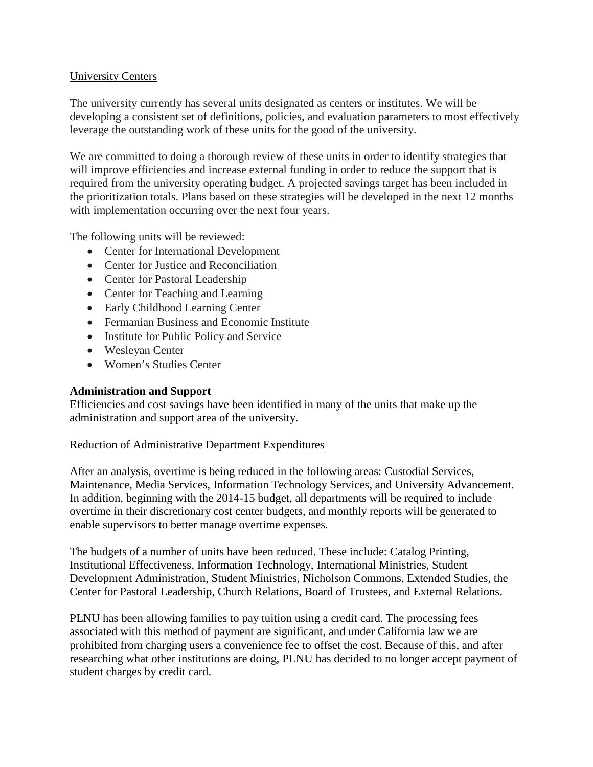University Centers

The university currently has several units designated as centers or institutes. We will be developing a consistent set of definitions, policies, and evaluation parameters to most effectively leverage the outstanding work of these units for the good of the university.

We are committed to doing a thorough review of these units in order to identify strategies that will improve efficiencies and increase external funding in order to reduce the support that is required from the university operating budget. A projected savings target has been included in the prioritization totals. Plans based on these strategies will be developed in the next 12 months with implementation occurring over the next four years.

The following units will be reviewed:

- Center for International Development
- Center for Justice and Reconciliation
- Center for Pastoral Leadership
- Center for Teaching and Learning
- Early Childhood Learning Center
- Fermanian Business and Economic Institute
- Institute for Public Policy and Service
- Wesleyan Center
- Women's Studies Center

**Administration and Support**

Efficiencies and cost savings have been identified in many of the units that make up the administration and support area of the university.

Reduction of Administrative Department Expenditures

After an analysis, overtime is being reduced in the following areas: Custodial Services, Maintenance, Media Services, Information Technology Services, and University Advancement. In addition, beginning with the 2014-15 budget, all departments will be required to include overtime in their discretionary cost center budgets, and monthly reports will be generated to enable supervisors to better manage overtime expenses.

The budgets of a number of units have been reduced. These include: Catalog Printing, Institutional Effectiveness, Information Technology, International Ministries, Student Development Administration, Student Ministries, Nicholson Commons, Extended Studies, the Center for Pastoral Leadership, Church Relations, Board of Trustees, and External Relations.

PLNU has been allowing families to pay tuition using a credit card. The processing fees associated with this method of payment are significant, and under California law we are prohibited from charging users a convenience fee to offset the cost. Because of this, and after researching what other institutions are doing, PLNU has decided to no longer accept payment of student charges by credit card.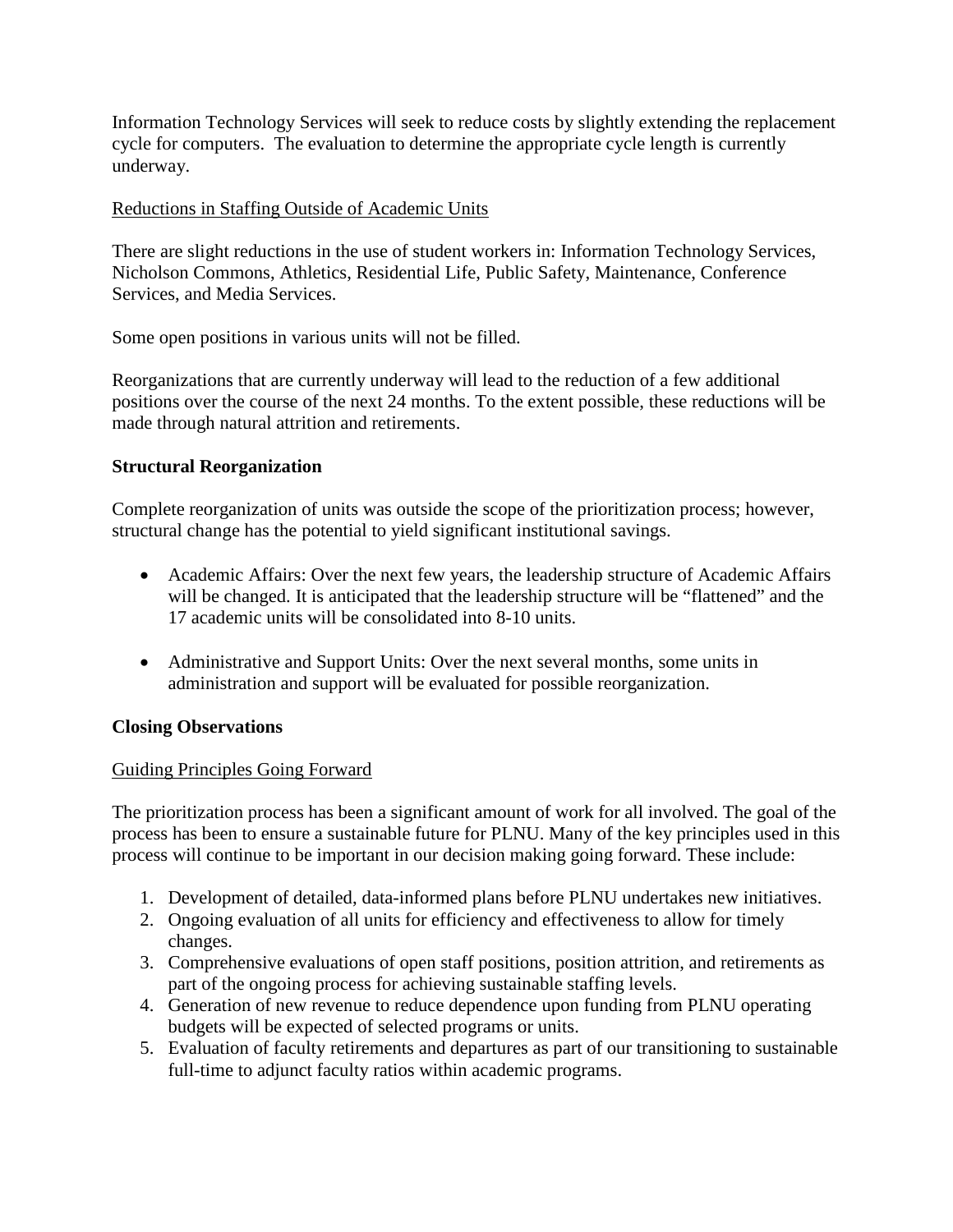Information Technology Services will seek to reduce costs by slightly extending the replacement cycle for computers. The evaluation to determine the appropriate cycle length is currently underway.

<u>Reductions in Staffing Outside of Academic Units</u>

There are slight reductions in the use of student workers in: Information Technology Services, Nicholson Commons, Athletics, Residential Life, Public Safety, Maintenance, Conference Services, and Media Services.

Some open positions in various units will not be filled.

Reorganizations that are currently underway will lead to the reduction of a few additional positions over the course of the next 24 months. To the extent possible, these reductions will be made through natural attrition and retirements.

**Structural Reorganization**

Complete reorganization of units was outside the scope of the prioritization process; however, structural change has the potential to yield significant institutional savings.

- Academic Affairs: Over the next few years, the leadership structure of Academic Affairs will be changed. It is anticipated that the leadership structure will be "flattened" and the 17 academic units will be consolidated into 8-10 units.

- Administrative and Support Units: Over the next several months, some units in administration and support will be evaluated for possible reorganization.

**Closing Observations**

<u>Guiding Principles Going Forward</u>

The prioritization process has been a significant amount of work for all involved. The goal of the process has been to ensure a sustainable future for PLNU. Many of the key principles used in this process will continue to be important in our decision making going forward. These include:

1. Development of detailed, data-informed plans before PLNU undertakes new initiatives.
2. Ongoing evaluation of all units for efficiency and effectiveness to allow for timely changes.
3. Comprehensive evaluations of open staff positions, position attrition, and retirements as part of the ongoing process for achieving sustainable staffing levels.
4. Generation of new revenue to reduce dependence upon funding from PLNU operating budgets will be expected of selected programs or units.
5. Evaluation of faculty retirements and departures as part of our transitioning to sustainable full-time to adjunct faculty ratios within academic programs.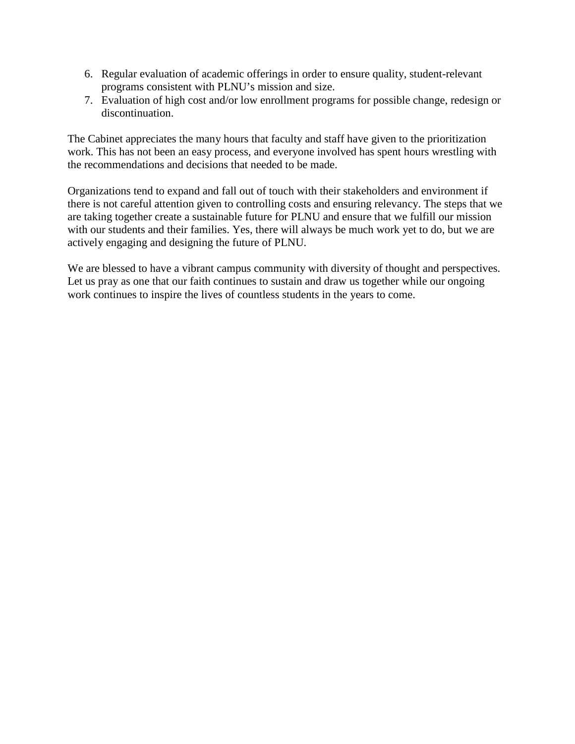6. Regular evaluation of academic offerings in order to ensure quality, student-relevant programs consistent with PLNU's mission and size.
7. Evaluation of high cost and/or low enrollment programs for possible change, redesign or discontinuation.

The Cabinet appreciates the many hours that faculty and staff have given to the prioritization work. This has not been an easy process, and everyone involved has spent hours wrestling with the recommendations and decisions that needed to be made.

Organizations tend to expand and fall out of touch with their stakeholders and environment if there is not careful attention given to controlling costs and ensuring relevancy. The steps that we are taking together create a sustainable future for PLNU and ensure that we fulfill our mission with our students and their families. Yes, there will always be much work yet to do, but we are actively engaging and designing the future of PLNU.

We are blessed to have a vibrant campus community with diversity of thought and perspectives. Let us pray as one that our faith continues to sustain and draw us together while our ongoing work continues to inspire the lives of countless students in the years to come.